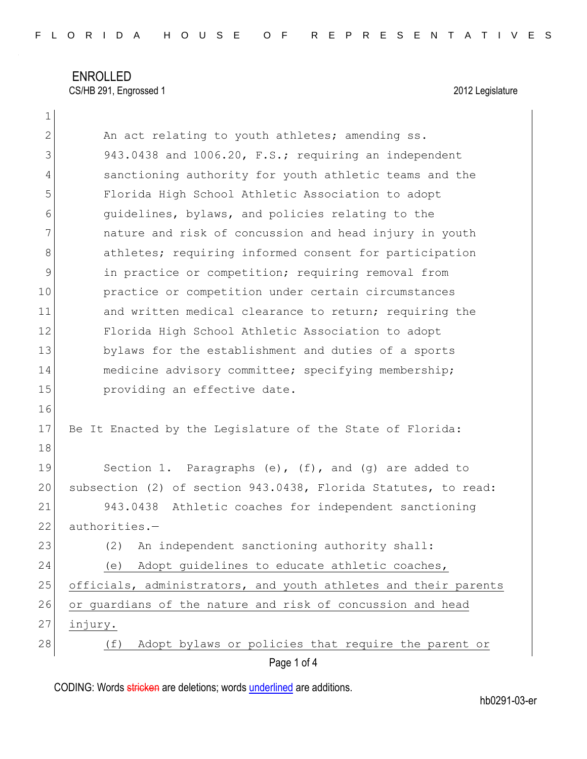ENROLLED

CS/HB 291, Engrossed 1 — 2012 Legislature

An act relating to youth athletes; amending ss. 943.0438 and 1006.20, F.S.; requiring an independent sanctioning authority for youth athletic teams and the Florida High School Athletic Association to adopt guidelines, bylaws, and policies relating to the nature and risk of concussion and head injury in youth athletes; requiring informed consent for participation in practice or competition; requiring removal from practice or competition under certain circumstances and written medical clearance to return; requiring the Florida High School Athletic Association to adopt bylaws for the establishment and duties of a sports medicine advisory committee; specifying membership; providing an effective date.

Be It Enacted by the Legislature of the State of Florida:

Section 1. Paragraphs (e), (f), and (g) are added to subsection (2) of section 943.0438, Florida Statutes, to read:

943.0438 Athletic coaches for independent sanctioning authorities.—

(2) An independent sanctioning authority shall:

<u>(e) Adopt guidelines to educate athletic coaches, officials, administrators, and youth athletes and their parents or guardians of the nature and risk of concussion and head injury.</u>

<u>(f) Adopt bylaws or policies that require the parent or</u>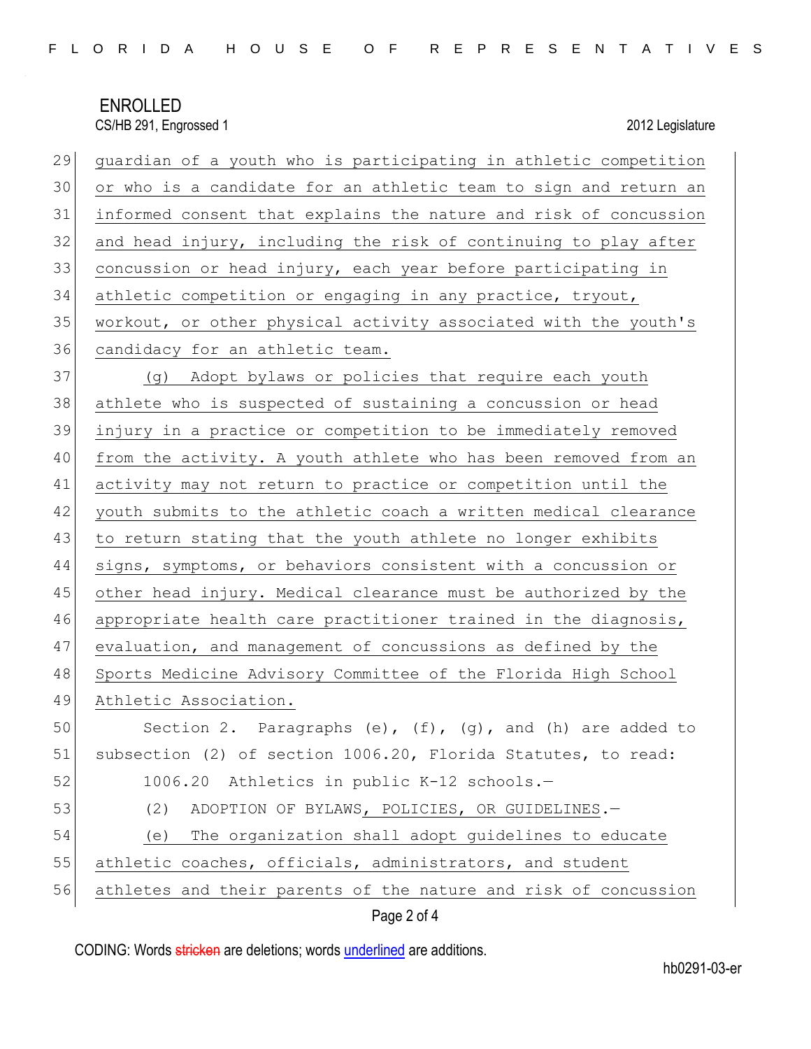guardian of a youth who is participating in athletic competition or who is a candidate for an athletic team to sign and return an informed consent that explains the nature and risk of concussion and head injury, including the risk of continuing to play after concussion or head injury, each year before participating in athletic competition or engaging in any practice, tryout, workout, or other physical activity associated with the youth's candidacy for an athletic team.

(g) Adopt bylaws or policies that require each youth athlete who is suspected of sustaining a concussion or head injury in a practice or competition to be immediately removed from the activity. A youth athlete who has been removed from an activity may not return to practice or competition until the youth submits to the athletic coach a written medical clearance to return stating that the youth athlete no longer exhibits signs, symptoms, or behaviors consistent with a concussion or other head injury. Medical clearance must be authorized by the appropriate health care practitioner trained in the diagnosis, evaluation, and management of concussions as defined by the Sports Medicine Advisory Committee of the Florida High School Athletic Association.

Section 2. Paragraphs (e), (f), (g), and (h) are added to subsection (2) of section 1006.20, Florida Statutes, to read:

1006.20 Athletics in public K-12 schools.—

(2) ADOPTION OF BYLAWS, POLICIES, OR GUIDELINES.—

(e) The organization shall adopt guidelines to educate athletic coaches, officials, administrators, and student athletes and their parents of the nature and risk of concussion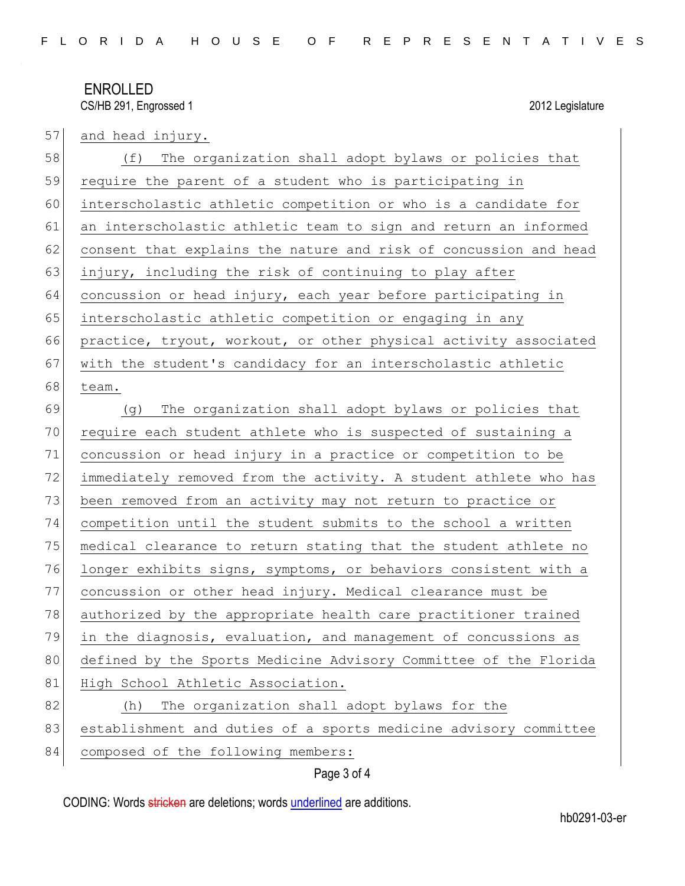and head injury.

(f) The organization shall adopt bylaws or policies that require the parent of a student who is participating in interscholastic athletic competition or who is a candidate for an interscholastic athletic team to sign and return an informed consent that explains the nature and risk of concussion and head injury, including the risk of continuing to play after concussion or head injury, each year before participating in interscholastic athletic competition or engaging in any practice, tryout, workout, or other physical activity associated with the student's candidacy for an interscholastic athletic team.

(g) The organization shall adopt bylaws or policies that require each student athlete who is suspected of sustaining a concussion or head injury in a practice or competition to be immediately removed from the activity. A student athlete who has been removed from an activity may not return to practice or competition until the student submits to the school a written medical clearance to return stating that the student athlete no longer exhibits signs, symptoms, or behaviors consistent with a concussion or other head injury. Medical clearance must be authorized by the appropriate health care practitioner trained in the diagnosis, evaluation, and management of concussions as defined by the Sports Medicine Advisory Committee of the Florida High School Athletic Association.

(h) The organization shall adopt bylaws for the establishment and duties of a sports medicine advisory committee composed of the following members: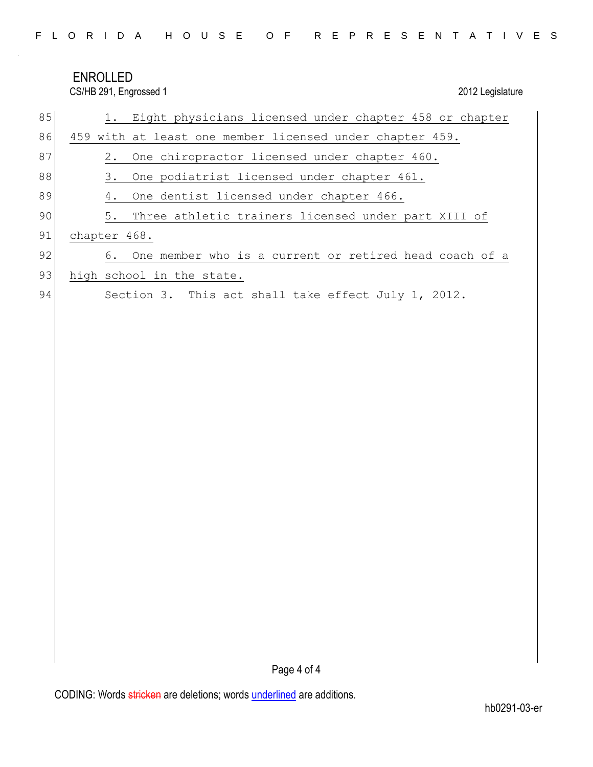1. Eight physicians licensed under chapter 458 or chapter 459 with at least one member licensed under chapter 459.

2. One chiropractor licensed under chapter 460.

3. One podiatrist licensed under chapter 461.

4. One dentist licensed under chapter 466.

5. Three athletic trainers licensed under part XIII of chapter 468.

6. One member who is a current or retired head coach of a high school in the state.

Section 3. This act shall take effect July 1, 2012.